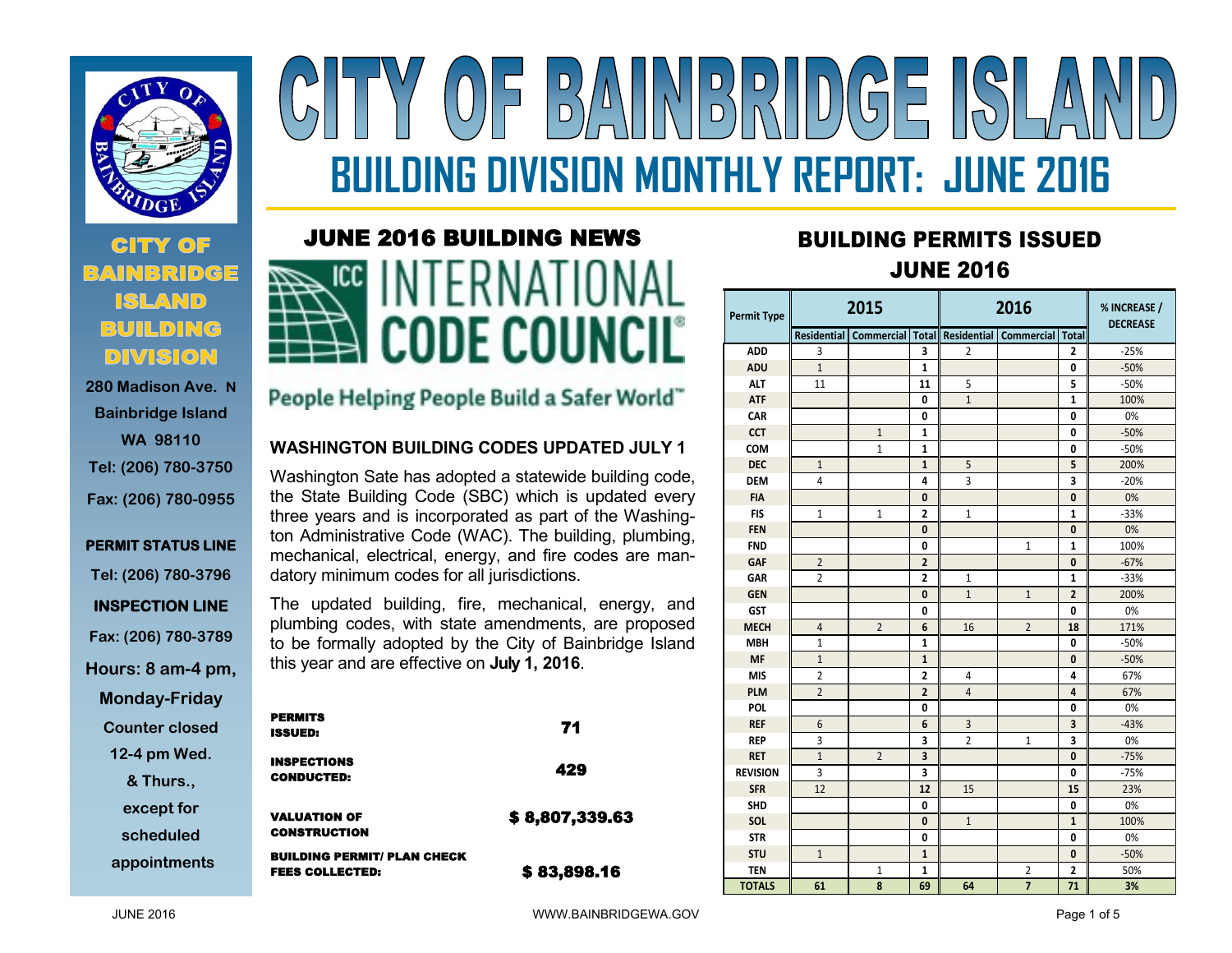# CITY OF BAINBRIDGE ISLAND

## BUILDING DIVISION MONTHLY REPORT: JUNE 2016

**CITY OF BAINBRIDGE ISLAND BUILDING DIVISION**

280 Madison Ave. N
Bainbridge Island
WA 98110
Tel: (206) 780-3750
Fax: (206) 780-0955

**PERMIT STATUS LINE**
Tel: (206) 780-3796

**INSPECTION LINE**
Fax: (206) 780-3789

Hours: 8 am-4 pm, Monday-Friday
Counter closed 12-4 pm Wed. & Thurs., except for scheduled appointments

## JUNE 2016 BUILDING NEWS

ICC INTERNATIONAL CODE COUNCIL

People Helping People Build a Safer World™

### WASHINGTON BUILDING CODES UPDATED JULY 1

Washington Sate has adopted a statewide building code, the State Building Code (SBC) which is updated every three years and is incorporated as part of the Washington Administrative Code (WAC). The building, plumbing, mechanical, electrical, energy, and fire codes are mandatory minimum codes for all jurisdictions.

The updated building, fire, mechanical, energy, and plumbing codes, with state amendments, are proposed to be formally adopted by the City of Bainbridge Island this year and are effective on **July 1, 2016**.

| | |
|---|---|
| **PERMITS ISSUED:** | **71** |
| **INSPECTIONS CONDUCTED:** | **429** |
| **VALUATION OF CONSTRUCTION** | **$ 8,807,339.63** |
| **BUILDING PERMIT/ PLAN CHECK FEES COLLECTED:** | **$ 83,898.16** |

## BUILDING PERMITS ISSUED JUNE 2016

| Permit Type | 2015 | | | 2016 | | | % INCREASE / DECREASE |
|---|---|---|---|---|---|---|---|
| | Residential | Commercial | Total | Residential | Commercial | Total | |
| ADD | 3 | | 3 | 2 | | 2 | -25% |
| ADU | 1 | | 1 | | | 0 | -50% |
| ALT | 11 | | 11 | 5 | | 5 | -50% |
| ATF | | | 0 | 1 | | 1 | 100% |
| CAR | | | 0 | | | 0 | 0% |
| CCT | | 1 | 1 | | | 0 | -50% |
| COM | | 1 | 1 | | | 0 | -50% |
| DEC | 1 | | 1 | 5 | | 5 | 200% |
| DEM | 4 | | 4 | 3 | | 3 | -20% |
| FIA | | | 0 | | | 0 | 0% |
| FIS | 1 | 1 | 2 | 1 | | 1 | -33% |
| FEN | | | 0 | | | 0 | 0% |
| FND | | | 0 | | 1 | 1 | 100% |
| GAF | 2 | | 2 | | | 0 | -67% |
| GAR | 2 | | 2 | 1 | | 1 | -33% |
| GEN | | | 0 | 1 | 1 | 2 | 200% |
| GST | | | 0 | | | 0 | 0% |
| MECH | 4 | 2 | 6 | 16 | 2 | 18 | 171% |
| MBH | 1 | | 1 | | | 0 | -50% |
| MF | 1 | | 1 | | | 0 | -50% |
| MIS | 2 | | 2 | 4 | | 4 | 67% |
| PLM | 2 | | 2 | 4 | | 4 | 67% |
| POL | | | 0 | | | 0 | 0% |
| REF | 6 | | 6 | 3 | | 3 | -43% |
| REP | 3 | | 3 | 2 | 1 | 3 | 0% |
| RET | 1 | 2 | 3 | | | 0 | -75% |
| REVISION | 3 | | 3 | | | 0 | -75% |
| SFR | 12 | | 12 | 15 | | 15 | 23% |
| SHD | | | 0 | | | 0 | 0% |
| SOL | | | 0 | 1 | | 1 | 100% |
| STR | | | 0 | | | 0 | 0% |
| STU | 1 | | 1 | | | 0 | -50% |
| TEN | | 1 | 1 | | 2 | 2 | 50% |
| **TOTALS** | **61** | **8** | **69** | **64** | **7** | **71** | **3%** |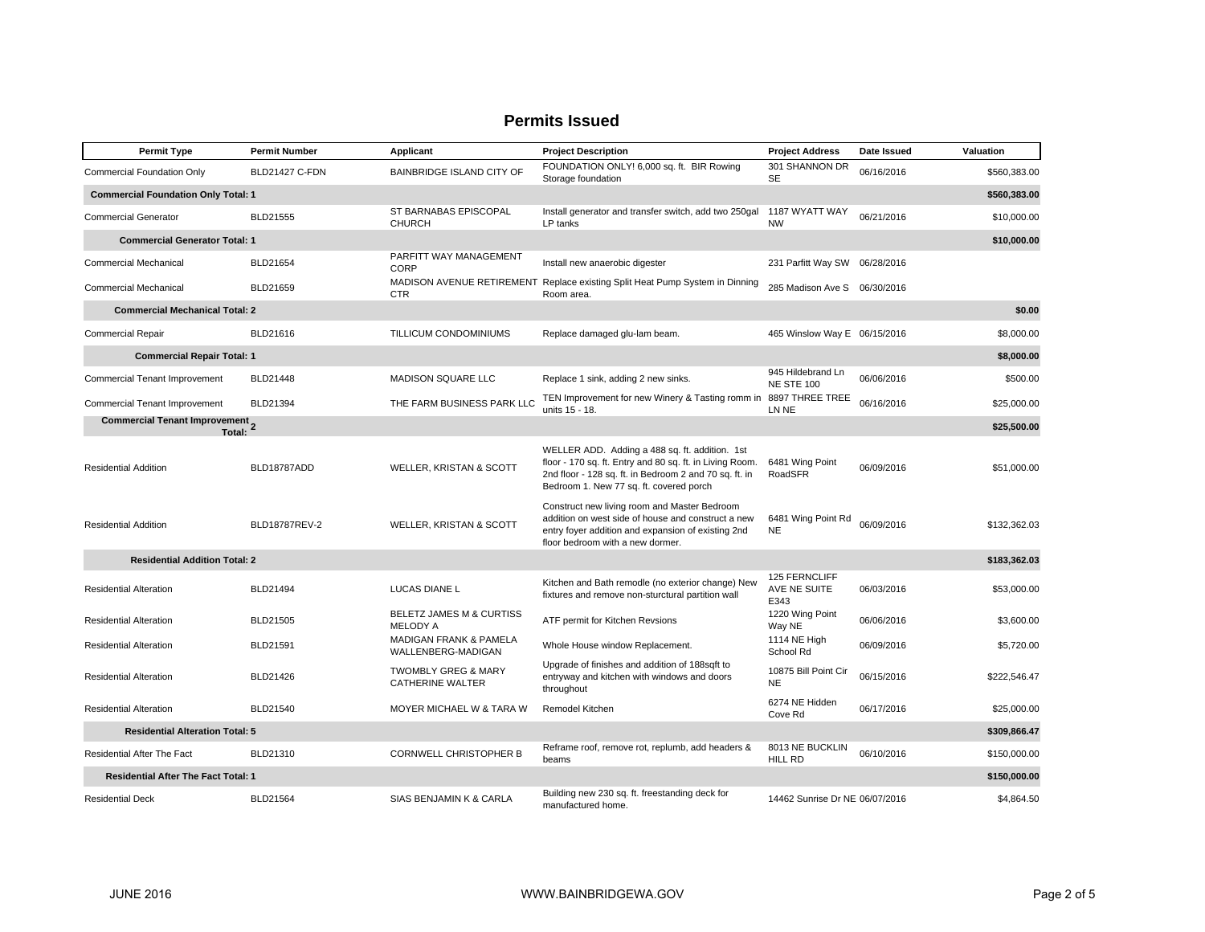## Permits Issued

| Permit Type | Permit Number | Applicant | Project Description | Project Address | Date Issued | Valuation |
|---|---|---|---|---|---|---|
| Commercial Foundation Only | BLD21427 C-FDN | BAINBRIDGE ISLAND CITY OF | FOUNDATION ONLY! 6,000 sq. ft. BIR Rowing Storage foundation | 301 SHANNON DR SE | 06/16/2016 | $560,383.00 |
| **Commercial Foundation Only Total: 1** | | | | | | **$560,383.00** |
| Commercial Generator | BLD21555 | ST BARNABAS EPISCOPAL CHURCH | Install generator and transfer switch, add two 250gal LP tanks | 1187 WYATT WAY NW | 06/21/2016 | $10,000.00 |
| **Commercial Generator Total: 1** | | | | | | **$10,000.00** |
| Commercial Mechanical | BLD21654 | PARFITT WAY MANAGEMENT CORP | Install new anaerobic digester | 231 Parfitt Way SW | 06/28/2016 | |
| Commercial Mechanical | BLD21659 | MADISON AVENUE RETIREMENT CTR | Replace existing Split Heat Pump System in Dinning Room area. | 285 Madison Ave S | 06/30/2016 | |
| **Commercial Mechanical Total: 2** | | | | | | **$0.00** |
| Commercial Repair | BLD21616 | TILLICUM CONDOMINIUMS | Replace damaged glu-lam beam. | 465 Winslow Way E | 06/15/2016 | $8,000.00 |
| **Commercial Repair Total: 1** | | | | | | **$8,000.00** |
| Commercial Tenant Improvement | BLD21448 | MADISON SQUARE LLC | Replace 1 sink, adding 2 new sinks. | 945 Hildebrand Ln NE STE 100 | 06/06/2016 | $500.00 |
| Commercial Tenant Improvement | BLD21394 | THE FARM BUSINESS PARK LLC | TEN Improvement for new Winery & Tasting romm in units 15 - 18. | 8897 THREE TREE LN NE | 06/16/2016 | $25,000.00 |
| **Commercial Tenant Improvement Total: 2** | | | | | | **$25,500.00** |
| Residential Addition | BLD18787ADD | WELLER, KRISTAN & SCOTT | WELLER ADD. Adding a 488 sq. ft. addition. 1st floor - 170 sq. ft. Entry and 80 sq. ft. in Living Room. 2nd floor - 128 sq. ft. in Bedroom 2 and 70 sq. ft. in Bedroom 1. New 77 sq. ft. covered porch | 6481 Wing Point RoadSFR | 06/09/2016 | $51,000.00 |
| Residential Addition | BLD18787REV-2 | WELLER, KRISTAN & SCOTT | Construct new living room and Master Bedroom addition on west side of house and construct a new entry foyer addition and expansion of existing 2nd floor bedroom with a new dormer. | 6481 Wing Point Rd NE | 06/09/2016 | $132,362.03 |
| **Residential Addition Total: 2** | | | | | | **$183,362.03** |
| Residential Alteration | BLD21494 | LUCAS DIANE L | Kitchen and Bath remodle (no exterior change) New fixtures and remove non-sturctural partition wall | 125 FERNCLIFF AVE NE SUITE E343 | 06/03/2016 | $53,000.00 |
| Residential Alteration | BLD21505 | BELETZ JAMES M & CURTISS MELODY A | ATF permit for Kitchen Revsions | 1220 Wing Point Way NE | 06/06/2016 | $3,600.00 |
| Residential Alteration | BLD21591 | MADIGAN FRANK & PAMELA WALLENBERG-MADIGAN | Whole House window Replacement. | 1114 NE High School Rd | 06/09/2016 | $5,720.00 |
| Residential Alteration | BLD21426 | TWOMBLY GREG & MARY CATHERINE WALTER | Upgrade of finishes and addition of 188sqft to entryway and kitchen with windows and doors throughout | 10875 Bill Point Cir NE | 06/15/2016 | $222,546.47 |
| Residential Alteration | BLD21540 | MOYER MICHAEL W & TARA W | Remodel Kitchen | 6274 NE Hidden Cove Rd | 06/17/2016 | $25,000.00 |
| **Residential Alteration Total: 5** | | | | | | **$309,866.47** |
| Residential After The Fact | BLD21310 | CORNWELL CHRISTOPHER B | Reframe roof, remove rot, replumb, add headers & beams | 8013 NE BUCKLIN HILL RD | 06/10/2016 | $150,000.00 |
| **Residential After The Fact Total: 1** | | | | | | **$150,000.00** |
| Residential Deck | BLD21564 | SIAS BENJAMIN K & CARLA | Building new 230 sq. ft. freestanding deck for manufactured home. | 14462 Sunrise Dr NE | 06/07/2016 | $4,864.50 |

JUNE 2016 WWW.BAINBRIDGEWA.GOV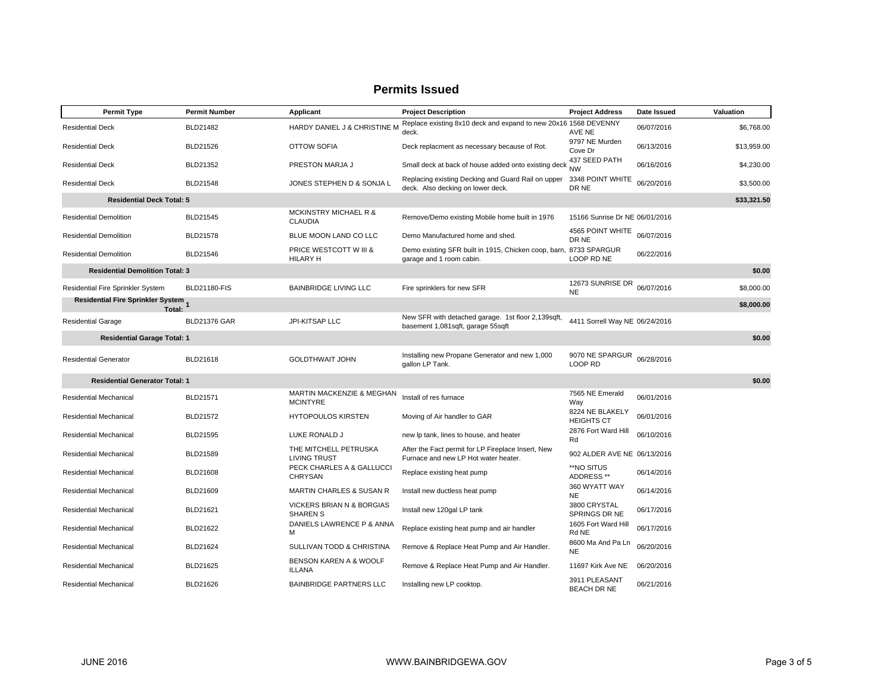# Permits Issued

| Permit Type | Permit Number | Applicant | Project Description | Project Address | Date Issued | Valuation |
|---|---|---|---|---|---|---|
| Residential Deck | BLD21482 | HARDY DANIEL J & CHRISTINE M | Replace existing 8x10 deck and expand to new 20x16 deck. | 1568 DEVENNY AVE NE | 06/07/2016 | $6,768.00 |
| Residential Deck | BLD21526 | OTTOW SOFIA | Deck replacment as necessary because of Rot. | 9797 NE Murden Cove Dr | 06/13/2016 | $13,959.00 |
| Residential Deck | BLD21352 | PRESTON MARJA J | Small deck at back of house added onto existing deck | 437 SEED PATH NW | 06/16/2016 | $4,230.00 |
| Residential Deck | BLD21548 | JONES STEPHEN D & SONJA L | Replacing existing Decking and Guard Rail on upper deck. Also decking on lower deck. | 3348 POINT WHITE DR NE | 06/20/2016 | $3,500.00 |
| **Residential Deck Total: 5** | | | | | | **$33,321.50** |
| Residential Demolition | BLD21545 | MCKINSTRY MICHAEL R & CLAUDIA | Remove/Demo existing Mobile home built in 1976 | 15166 Sunrise Dr NE | 06/01/2016 | |
| Residential Demolition | BLD21578 | BLUE MOON LAND CO LLC | Demo Manufactured home and shed. | 4565 POINT WHITE DR NE | 06/07/2016 | |
| Residential Demolition | BLD21546 | PRICE WESTCOTT W III & HILARY H | Demo existing SFR built in 1915, Chicken coop, barn, garage and 1 room cabin. | 8733 SPARGUR LOOP RD NE | 06/22/2016 | |
| **Residential Demolition Total: 3** | | | | | | **$0.00** |
| Residential Fire Sprinkler System | BLD21180-FIS | BAINBRIDGE LIVING LLC | Fire sprinklers for new SFR | 12673 SUNRISE DR NE | 06/07/2016 | $8,000.00 |
| **Residential Fire Sprinkler System Total: 1** | | | | | | **$8,000.00** |
| Residential Garage | BLD21376 GAR | JPI-KITSAP LLC | New SFR with detached garage. 1st floor 2,139sqft, basement 1,081sqft, garage 55sqft | 4411 Sorrell Way NE | 06/24/2016 | |
| **Residential Garage Total: 1** | | | | | | **$0.00** |
| Residential Generator | BLD21618 | GOLDTHWAIT JOHN | Installing new Propane Generator and new 1,000 gallon LP Tank. | 9070 NE SPARGUR LOOP RD | 06/28/2016 | |
| **Residential Generator Total: 1** | | | | | | **$0.00** |
| Residential Mechanical | BLD21571 | MARTIN MACKENZIE & MEGHAN MCINTYRE | Install of res furnace | 7565 NE Emerald Way | 06/01/2016 | |
| Residential Mechanical | BLD21572 | HYTOPOULOS KIRSTEN | Moving of Air handler to GAR | 8224 NE BLAKELY HEIGHTS CT | 06/01/2016 | |
| Residential Mechanical | BLD21595 | LUKE RONALD J | new lp tank, lines to house, and heater | 2876 Fort Ward Hill Rd | 06/10/2016 | |
| Residential Mechanical | BLD21589 | THE MITCHELL PETRUSKA LIVING TRUST | After the Fact permit for LP Fireplace Insert, New Furnace and new LP Hot water heater. | 902 ALDER AVE NE | 06/13/2016 | |
| Residential Mechanical | BLD21608 | PECK CHARLES A & GALLUCCI CHRYSAN | Replace existing heat pump | **NO SITUS ADDRESS ** | 06/14/2016 | |
| Residential Mechanical | BLD21609 | MARTIN CHARLES & SUSAN R | Install new ductless heat pump | 360 WYATT WAY NE | 06/14/2016 | |
| Residential Mechanical | BLD21621 | VICKERS BRIAN N & BORGIAS SHAREN S | Install new 120gal LP tank | 3800 CRYSTAL SPRINGS DR NE | 06/17/2016 | |
| Residential Mechanical | BLD21622 | DANIELS LAWRENCE P & ANNA M | Replace existing heat pump and air handler | 1605 Fort Ward Hill Rd NE | 06/17/2016 | |
| Residential Mechanical | BLD21624 | SULLIVAN TODD & CHRISTINA | Remove & Replace Heat Pump and Air Handler. | 8600 Ma And Pa Ln NE | 06/20/2016 | |
| Residential Mechanical | BLD21625 | BENSON KAREN A & WOOLF ILLANA | Remove & Replace Heat Pump and Air Handler. | 11697 Kirk Ave NE | 06/20/2016 | |
| Residential Mechanical | BLD21626 | BAINBRIDGE PARTNERS LLC | Installing new LP cooktop. | 3911 PLEASANT BEACH DR NE | 06/21/2016 | |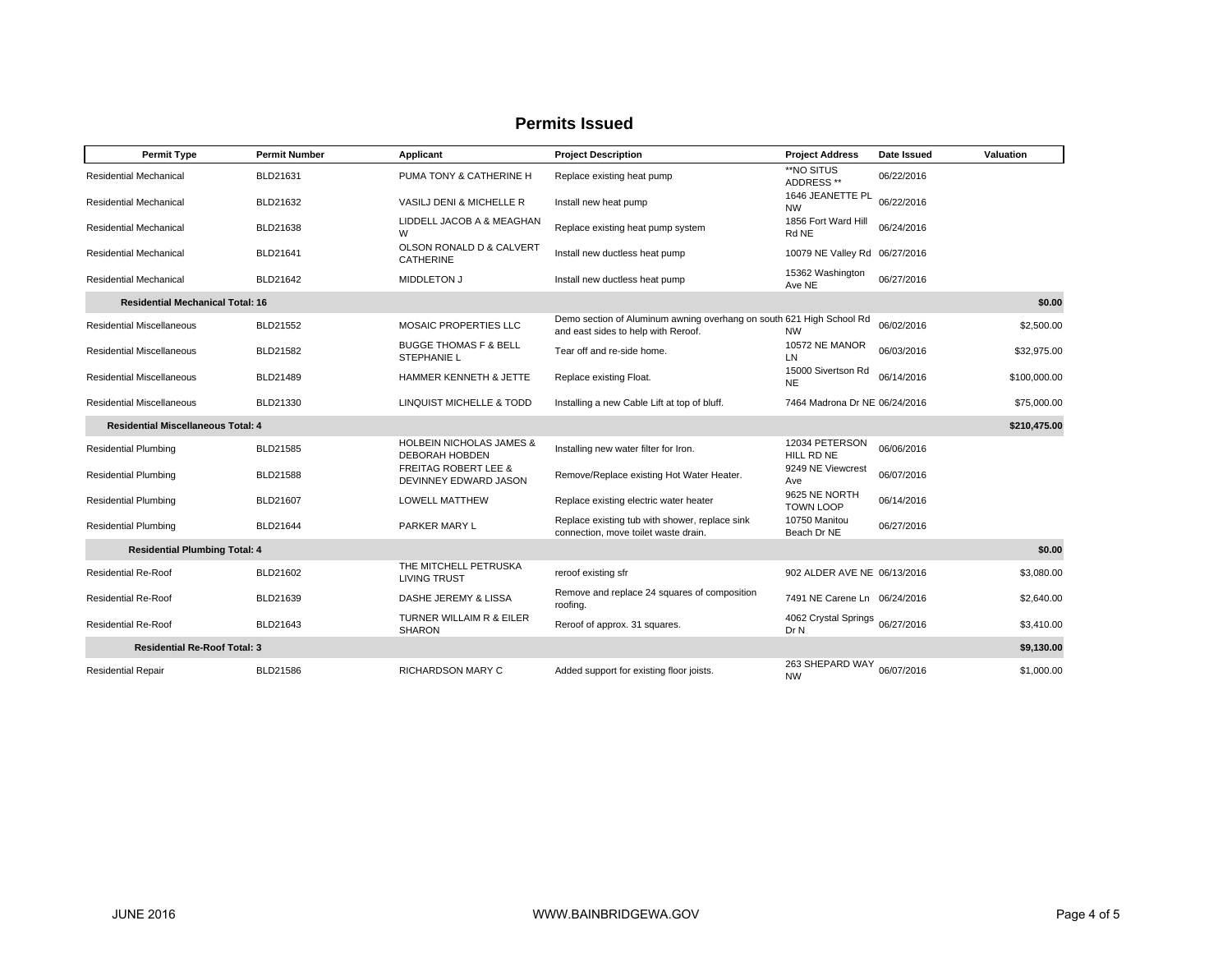## Permits Issued

| Permit Type | Permit Number | Applicant | Project Description | Project Address | Date Issued | Valuation |
|---|---|---|---|---|---|---|
| Residential Mechanical | BLD21631 | PUMA TONY & CATHERINE H | Replace existing heat pump | **NO SITUS ADDRESS ** | 06/22/2016 | |
| Residential Mechanical | BLD21632 | VASILJ DENI & MICHELLE R | Install new heat pump | 1646 JEANETTE PL NW | 06/22/2016 | |
| Residential Mechanical | BLD21638 | LIDDELL JACOB A & MEAGHAN W | Replace existing heat pump system | 1856 Fort Ward Hill Rd NE | 06/24/2016 | |
| Residential Mechanical | BLD21641 | OLSON RONALD D & CALVERT CATHERINE | Install new ductless heat pump | 10079 NE Valley Rd | 06/27/2016 | |
| Residential Mechanical | BLD21642 | MIDDLETON J | Install new ductless heat pump | 15362 Washington Ave NE | 06/27/2016 | |
| **Residential Mechanical Total: 16** | | | | | | **$0.00** |
| Residential Miscellaneous | BLD21552 | MOSAIC PROPERTIES LLC | Demo section of Aluminum awning overhang on south and east sides to help with Reroof. | 621 High School Rd NW | 06/02/2016 | $2,500.00 |
| Residential Miscellaneous | BLD21582 | BUGGE THOMAS F & BELL STEPHANIE L | Tear off and re-side home. | 10572 NE MANOR LN | 06/03/2016 | $32,975.00 |
| Residential Miscellaneous | BLD21489 | HAMMER KENNETH & JETTE | Replace existing Float. | 15000 Sivertson Rd NE | 06/14/2016 | $100,000.00 |
| Residential Miscellaneous | BLD21330 | LINQUIST MICHELLE & TODD | Installing a new Cable Lift at top of bluff. | 7464 Madrona Dr NE | 06/24/2016 | $75,000.00 |
| **Residential Miscellaneous Total: 4** | | | | | | **$210,475.00** |
| Residential Plumbing | BLD21585 | HOLBEIN NICHOLAS JAMES & DEBORAH HOBDEN | Installing new water filter for Iron. | 12034 PETERSON HILL RD NE | 06/06/2016 | |
| Residential Plumbing | BLD21588 | FREITAG ROBERT LEE & DEVINNEY EDWARD JASON | Remove/Replace existing Hot Water Heater. | 9249 NE Viewcrest Ave | 06/07/2016 | |
| Residential Plumbing | BLD21607 | LOWELL MATTHEW | Replace existing electric water heater | 9625 NE NORTH TOWN LOOP | 06/14/2016 | |
| Residential Plumbing | BLD21644 | PARKER MARY L | Replace existing tub with shower, replace sink connection, move toilet waste drain. | 10750 Manitou Beach Dr NE | 06/27/2016 | |
| **Residential Plumbing Total: 4** | | | | | | **$0.00** |
| Residential Re-Roof | BLD21602 | THE MITCHELL PETRUSKA LIVING TRUST | reroof existing sfr | 902 ALDER AVE NE | 06/13/2016 | $3,080.00 |
| Residential Re-Roof | BLD21639 | DASHE JEREMY & LISSA | Remove and replace 24 squares of composition roofing. | 7491 NE Carene Ln | 06/24/2016 | $2,640.00 |
| Residential Re-Roof | BLD21643 | TURNER WILLAIM R & EILER SHARON | Reroof of approx. 31 squares. | 4062 Crystal Springs Dr N | 06/27/2016 | $3,410.00 |
| **Residential Re-Roof Total: 3** | | | | | | **$9,130.00** |
| Residential Repair | BLD21586 | RICHARDSON MARY C | Added support for existing floor joists. | 263 SHEPARD WAY NW | 06/07/2016 | $1,000.00 |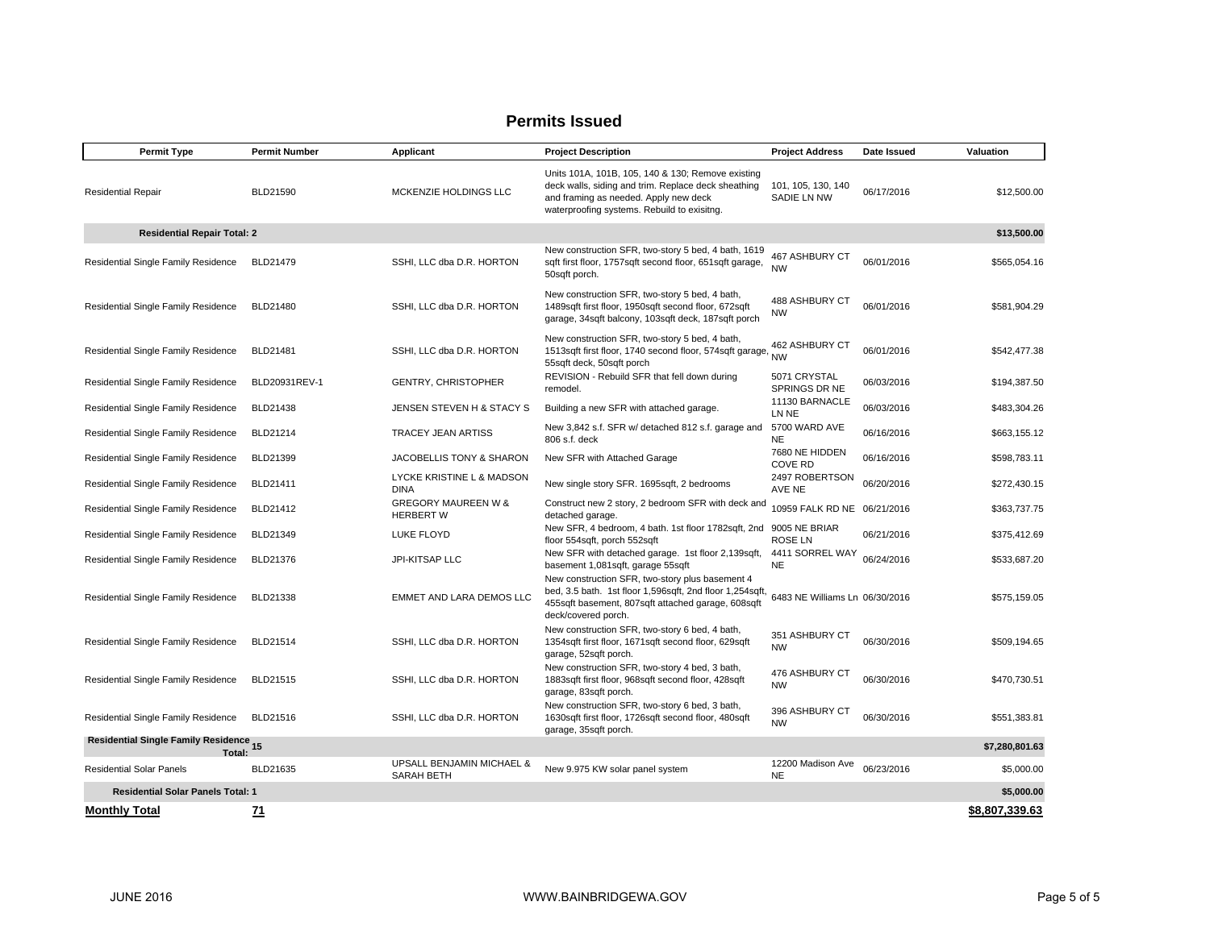## Permits Issued

| Permit Type | Permit Number | Applicant | Project Description | Project Address | Date Issued | Valuation |
|---|---|---|---|---|---|---|
| Residential Repair | BLD21590 | MCKENZIE HOLDINGS LLC | Units 101A, 101B, 105, 140 & 130; Remove existing deck walls, siding and trim. Replace deck sheathing and framing as needed. Apply new deck waterproofing systems. Rebuild to exisitng. | 101, 105, 130, 140 SADIE LN NW | 06/17/2016 | $12,500.00 |
| **Residential Repair Total: 2** | | | | | | **$13,500.00** |
| Residential Single Family Residence | BLD21479 | SSHI, LLC dba D.R. HORTON | New construction SFR, two-story 5 bed, 4 bath, 1619 sqft first floor, 1757sqft second floor, 651sqft garage, 50sqft porch. | 467 ASHBURY CT NW | 06/01/2016 | $565,054.16 |
| Residential Single Family Residence | BLD21480 | SSHI, LLC dba D.R. HORTON | New construction SFR, two-story 5 bed, 4 bath, 1489sqft first floor, 1950sqft second floor, 672sqft garage, 34sqft balcony, 103sqft deck, 187sqft porch | 488 ASHBURY CT NW | 06/01/2016 | $581,904.29 |
| Residential Single Family Residence | BLD21481 | SSHI, LLC dba D.R. HORTON | New construction SFR, two-story 5 bed, 4 bath, 1513sqft first floor, 1740 second floor, 574sqft garage, 55sqft deck, 50sqft porch | 462 ASHBURY CT NW | 06/01/2016 | $542,477.38 |
| Residential Single Family Residence | BLD20931REV-1 | GENTRY, CHRISTOPHER | REVISION - Rebuild SFR that fell down during remodel. | 5071 CRYSTAL SPRINGS DR NE | 06/03/2016 | $194,387.50 |
| Residential Single Family Residence | BLD21438 | JENSEN STEVEN H & STACY S | Building a new SFR with attached garage. | 11130 BARNACLE LN NE | 06/03/2016 | $483,304.26 |
| Residential Single Family Residence | BLD21214 | TRACEY JEAN ARTISS | New 3,842 s.f. SFR w/ detached 812 s.f. garage and 806 s.f. deck | 5700 WARD AVE NE | 06/16/2016 | $663,155.12 |
| Residential Single Family Residence | BLD21399 | JACOBELLIS TONY & SHARON | New SFR with Attached Garage | 7680 NE HIDDEN COVE RD | 06/16/2016 | $598,783.11 |
| Residential Single Family Residence | BLD21411 | LYCKE KRISTINE L & MADSON DINA | New single story SFR. 1695sqft, 2 bedrooms | 2497 ROBERTSON AVE NE | 06/20/2016 | $272,430.15 |
| Residential Single Family Residence | BLD21412 | GREGORY MAUREEN W & HERBERT W | Construct new 2 story, 2 bedroom SFR with deck and detached garage. | 10959 FALK RD NE | 06/21/2016 | $363,737.75 |
| Residential Single Family Residence | BLD21349 | LUKE FLOYD | New SFR, 4 bedroom, 4 bath. 1st floor 1782sqft, 2nd floor 554sqft, porch 552sqft | 9005 NE BRIAR ROSE LN | 06/21/2016 | $375,412.69 |
| Residential Single Family Residence | BLD21376 | JPI-KITSAP LLC | New SFR with detached garage. 1st floor 2,139sqft, basement 1,081sqft, garage 55sqft | 4411 SORREL WAY NE | 06/24/2016 | $533,687.20 |
| Residential Single Family Residence | BLD21338 | EMMET AND LARA DEMOS LLC | New construction SFR, two-story plus basement 4 bed, 3.5 bath. 1st floor 1,596sqft, 2nd floor 1,254sqft, 455sqft basement, 807sqft attached garage, 608sqft deck/covered porch. | 6483 NE Williams Ln | 06/30/2016 | $575,159.05 |
| Residential Single Family Residence | BLD21514 | SSHI, LLC dba D.R. HORTON | New construction SFR, two-story 6 bed, 4 bath, 1354sqft first floor, 1671sqft second floor, 629sqft garage, 52sqft porch. | 351 ASHBURY CT NW | 06/30/2016 | $509,194.65 |
| Residential Single Family Residence | BLD21515 | SSHI, LLC dba D.R. HORTON | New construction SFR, two-story 4 bed, 3 bath, 1883sqft first floor, 968sqft second floor, 428sqft garage, 83sqft porch. | 476 ASHBURY CT NW | 06/30/2016 | $470,730.51 |
| Residential Single Family Residence | BLD21516 | SSHI, LLC dba D.R. HORTON | New construction SFR, two-story 6 bed, 3 bath, 1630sqft first floor, 1726sqft second floor, 480sqft garage, 35sqft porch. | 396 ASHBURY CT NW | 06/30/2016 | $551,383.81 |
| **Residential Single Family Residence Total: 15** | | | | | | **$7,280,801.63** |
| Residential Solar Panels | BLD21635 | UPSALL BENJAMIN MICHAEL & SARAH BETH | New 9.975 KW solar panel system | 12200 Madison Ave NE | 06/23/2016 | $5,000.00 |
| **Residential Solar Panels Total: 1** | | | | | | **$5,000.00** |
| **Monthly Total** | **71** | | | | | **$8,807,339.63** |